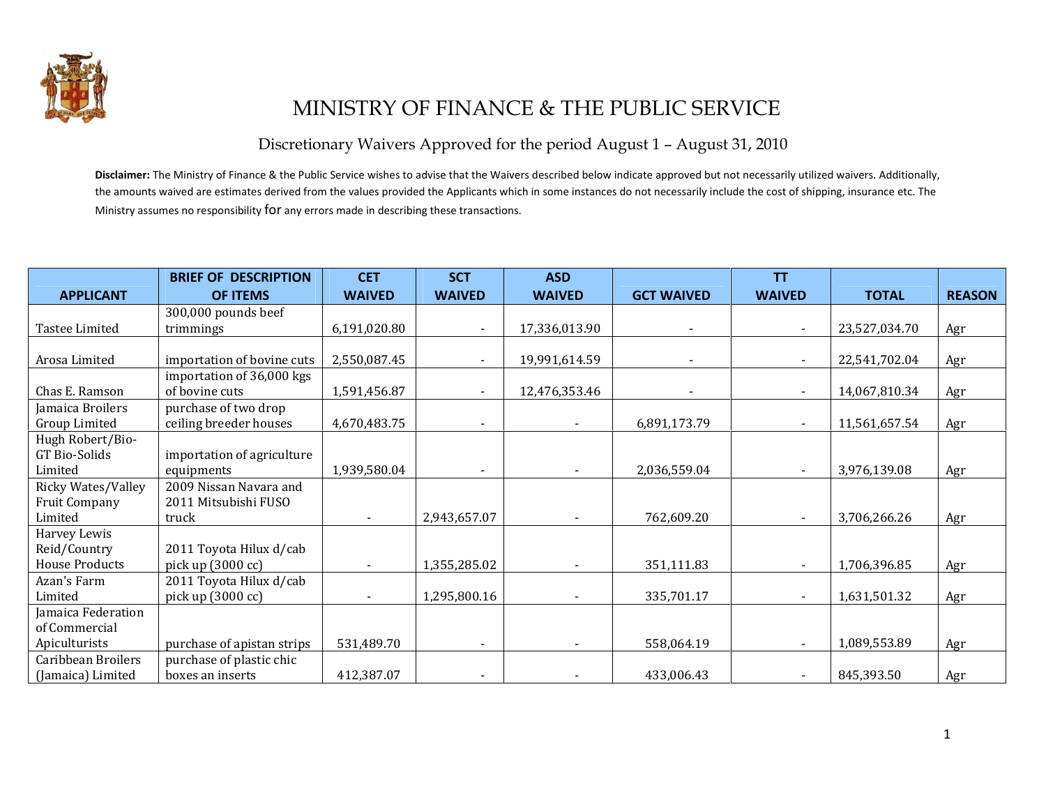# MINISTRY OF FINANCE & THE PUBLIC SERVICE

## Discretionary Waivers Approved for the period August 1 – August 31, 2010

**Disclaimer:** The Ministry of Finance & the Public Service wishes to advise that the Waivers described below indicate approved but not necessarily utilized waivers. Additionally, the amounts waived are estimates derived from the values provided the Applicants which in some instances do not necessarily include the cost of shipping, insurance etc. The Ministry assumes no responsibility for any errors made in describing these transactions.

| APPLICANT | BRIEF OF DESCRIPTION OF ITEMS | CET WAIVED | SCT WAIVED | ASD WAIVED | GCT WAIVED | TT WAIVED | TOTAL | REASON |
|---|---|---|---|---|---|---|---|---|
| Tastee Limited | 300,000 pounds beef trimmings | 6,191,020.80 | - | 17,336,013.90 | - | - | 23,527,034.70 | Agr |
| Arosa Limited | importation of bovine cuts | 2,550,087.45 | - | 19,991,614.59 | - | - | 22,541,702.04 | Agr |
| Chas E. Ramson | importation of 36,000 kgs of bovine cuts | 1,591,456.87 | - | 12,476,353.46 | - | - | 14,067,810.34 | Agr |
| Jamaica Broilers Group Limited | purchase of two drop ceiling breeder houses | 4,670,483.75 | - | - | 6,891,173.79 | - | 11,561,657.54 | Agr |
| Hugh Robert/Bio-GT Bio-Solids Limited | importation of agriculture equipments | 1,939,580.04 | - | - | 2,036,559.04 | - | 3,976,139.08 | Agr |
| Ricky Wates/Valley Fruit Company Limited | 2009 Nissan Navara and 2011 Mitsubishi FUSO truck | - | 2,943,657.07 | - | 762,609.20 | - | 3,706,266.26 | Agr |
| Harvey Lewis Reid/Country House Products | 2011 Toyota Hilux d/cab pick up (3000 cc) | - | 1,355,285.02 | - | 351,111.83 | - | 1,706,396.85 | Agr |
| Azan's Farm Limited | 2011 Toyota Hilux d/cab pick up (3000 cc) | - | 1,295,800.16 | - | 335,701.17 | - | 1,631,501.32 | Agr |
| Jamaica Federation of Commercial Apiculturists | purchase of apistan strips | 531,489.70 | - | - | 558,064.19 | - | 1,089,553.89 | Agr |
| Caribbean Broilers (Jamaica) Limited | purchase of plastic chic boxes an inserts | 412,387.07 | - | - | 433,006.43 | - | 845,393.50 | Agr |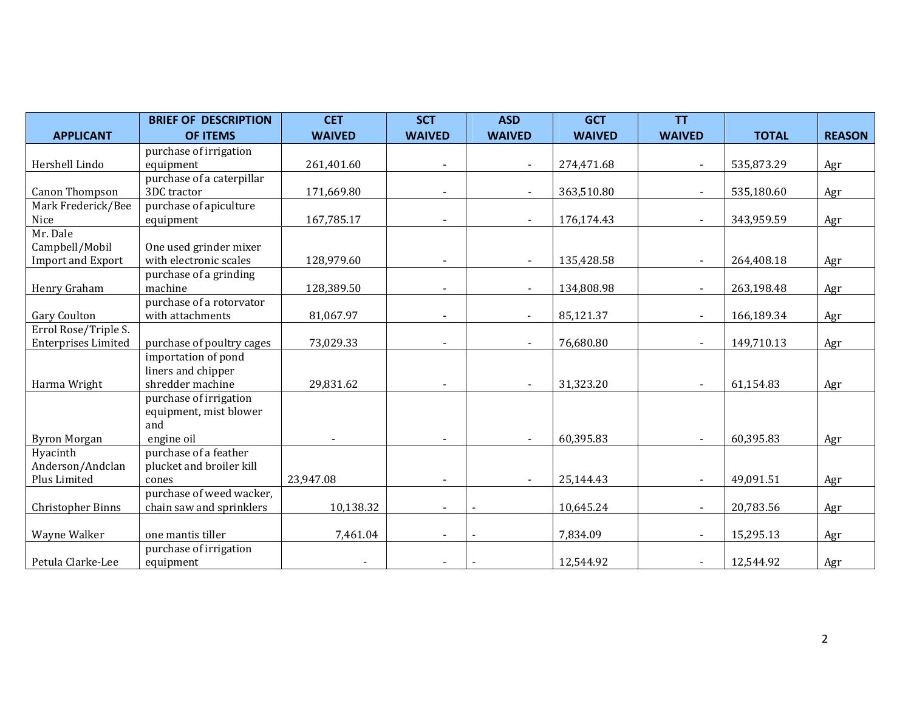| APPLICANT | BRIEF OF DESCRIPTION OF ITEMS | CET WAIVED | SCT WAIVED | ASD WAIVED | GCT WAIVED | TT WAIVED | TOTAL | REASON |
|---|---|---|---|---|---|---|---|---|
| Hershell Lindo | purchase of irrigation equipment | 261,401.60 | - | - | 274,471.68 | - | 535,873.29 | Agr |
| Canon Thompson | purchase of a caterpillar 3DC tractor | 171,669.80 | - | - | 363,510.80 | - | 535,180.60 | Agr |
| Mark Frederick/Bee Nice | purchase of apiculture equipment | 167,785.17 | - | - | 176,174.43 | - | 343,959.59 | Agr |
| Mr. Dale Campbell/Mobil Import and Export | One used grinder mixer with electronic scales | 128,979.60 | - | - | 135,428.58 | - | 264,408.18 | Agr |
| Henry Graham | purchase of a grinding machine | 128,389.50 | - | - | 134,808.98 | - | 263,198.48 | Agr |
| Gary Coulton | purchase of a rotorvator with attachments | 81,067.97 | - | - | 85,121.37 | - | 166,189.34 | Agr |
| Errol Rose/Triple S. Enterprises Limited | purchase of poultry cages | 73,029.33 | - | - | 76,680.80 | - | 149,710.13 | Agr |
| Harma Wright | importation of pond liners and chipper shredder machine | 29,831.62 | - | - | 31,323.20 | - | 61,154.83 | Agr |
| Byron Morgan | purchase of irrigation equipment, mist blower and engine oil | - | - | - | 60,395.83 | - | 60,395.83 | Agr |
| Hyacinth Anderson/Andclan Plus Limited | purchase of a feather plucket and broiler kill cones | 23,947.08 | - | - | 25,144.43 | - | 49,091.51 | Agr |
| Christopher Binns | purchase of weed wacker, chain saw and sprinklers | 10,138.32 | - | - | 10,645.24 | - | 20,783.56 | Agr |
| Wayne Walker | one mantis tiller | 7,461.04 | - | - | 7,834.09 | - | 15,295.13 | Agr |
| Petula Clarke-Lee | purchase of irrigation equipment | - | - | - | 12,544.92 | - | 12,544.92 | Agr |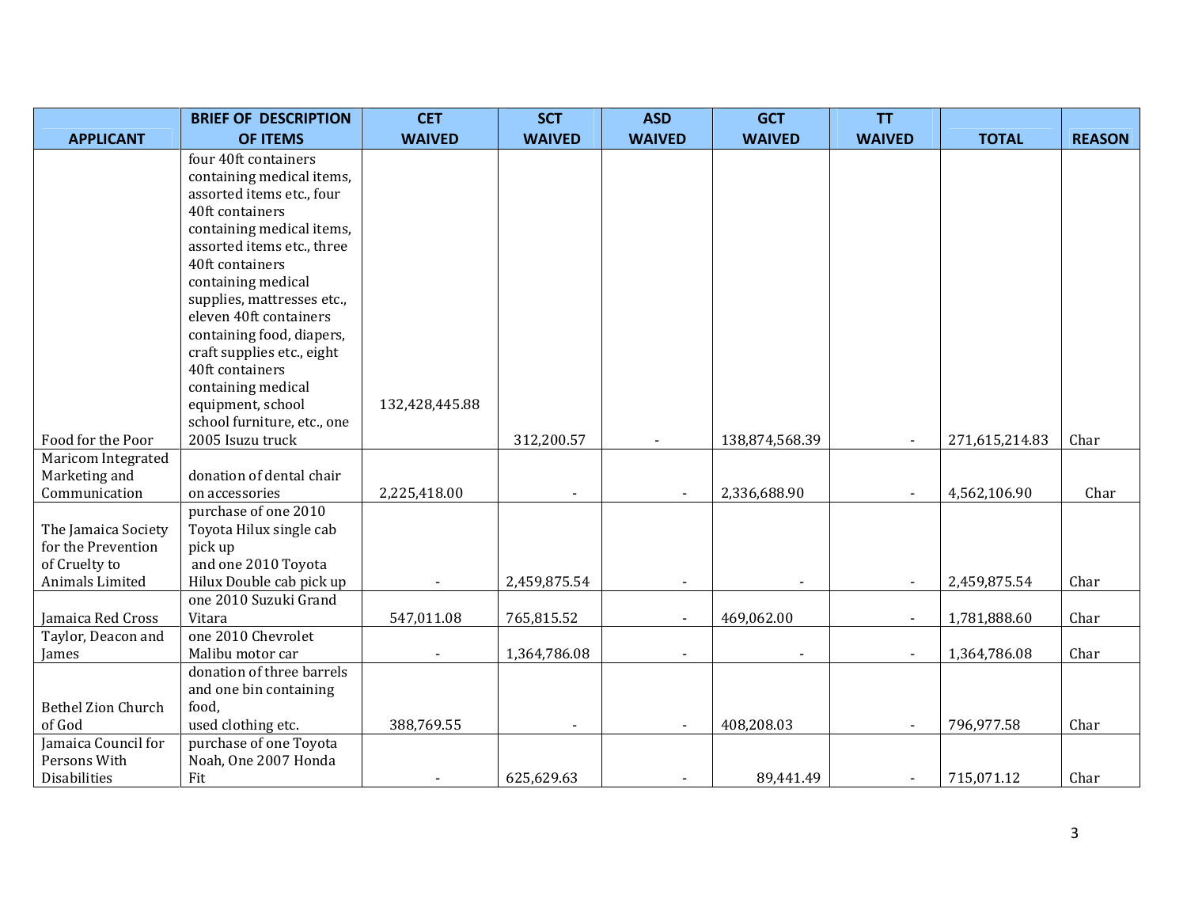| APPLICANT | BRIEF OF DESCRIPTION OF ITEMS | CET WAIVED | SCT WAIVED | ASD WAIVED | GCT WAIVED | TT WAIVED | TOTAL | REASON |
|---|---|---|---|---|---|---|---|---|
| Food for the Poor | four 40ft containers containing medical items, assorted items etc., four 40ft containers containing medical items, assorted items etc., three 40ft containers containing medical supplies, mattresses etc., eleven 40ft containers containing food, diapers, craft supplies etc., eight 40ft containers containing medical equipment, school school furniture, etc., one 2005 Isuzu truck | 132,428,445.88 | 312,200.57 | - | 138,874,568.39 | - | 271,615,214.83 | Char |
| Maricom Integrated Marketing and Communication | donation of dental chair on accessories | 2,225,418.00 | - | - | 2,336,688.90 | - | 4,562,106.90 | Char |
| The Jamaica Society for the Prevention of Cruelty to Animals Limited | purchase of one 2010 Toyota Hilux single cab pick up and one 2010 Toyota Hilux Double cab pick up | - | 2,459,875.54 | - | - | - | 2,459,875.54 | Char |
| Jamaica Red Cross | one 2010 Suzuki Grand Vitara | 547,011.08 | 765,815.52 | - | 469,062.00 | - | 1,781,888.60 | Char |
| Taylor, Deacon and James | one 2010 Chevrolet Malibu motor car | - | 1,364,786.08 | - | - | - | 1,364,786.08 | Char |
| Bethel Zion Church of God | donation of three barrels and one bin containing food, used clothing etc. | 388,769.55 | - | - | 408,208.03 | - | 796,977.58 | Char |
| Jamaica Council for Persons With Disabilities | purchase of one Toyota Noah, One 2007 Honda Fit | - | 625,629.63 | - | 89,441.49 | - | 715,071.12 | Char |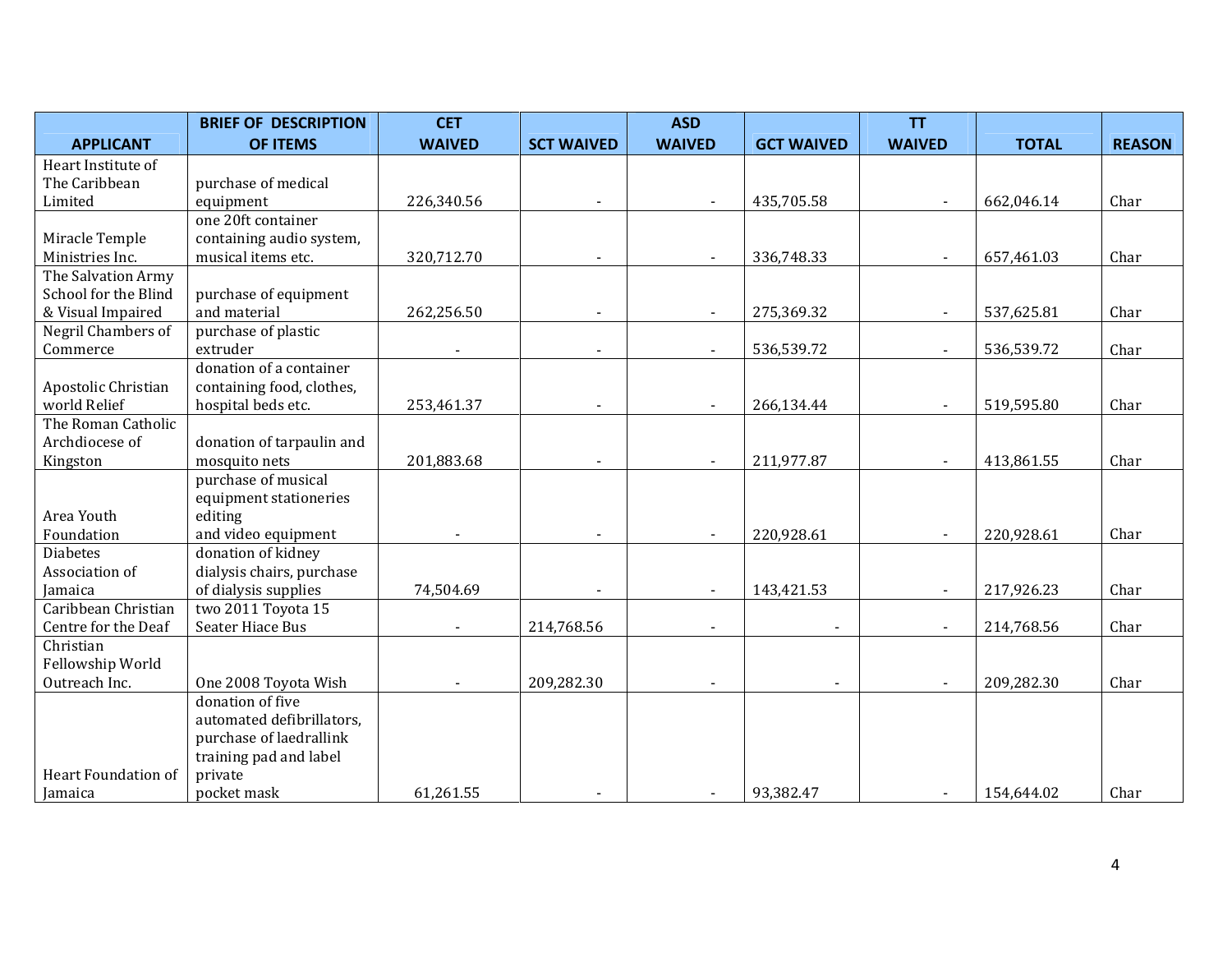| APPLICANT | BRIEF OF DESCRIPTION OF ITEMS | CET WAIVED | SCT WAIVED | ASD WAIVED | GCT WAIVED | TT WAIVED | TOTAL | REASON |
|---|---|---|---|---|---|---|---|---|
| Heart Institute of The Caribbean Limited | purchase of medical equipment | 226,340.56 | - | - | 435,705.58 | - | 662,046.14 | Char |
| Miracle Temple Ministries Inc. | one 20ft container containing audio system, musical items etc. | 320,712.70 | - | - | 336,748.33 | - | 657,461.03 | Char |
| The Salvation Army School for the Blind & Visual Impaired | purchase of equipment and material | 262,256.50 | - | - | 275,369.32 | - | 537,625.81 | Char |
| Negril Chambers of Commerce | purchase of plastic extruder | - | - | - | 536,539.72 | - | 536,539.72 | Char |
| Apostolic Christian world Relief | donation of a container containing food, clothes, hospital beds etc. | 253,461.37 | - | - | 266,134.44 | - | 519,595.80 | Char |
| The Roman Catholic Archdiocese of Kingston | donation of tarpaulin and mosquito nets | 201,883.68 | - | - | 211,977.87 | - | 413,861.55 | Char |
| Area Youth Foundation | purchase of musical equipment stationeries editing and video equipment | - | - | - | 220,928.61 | - | 220,928.61 | Char |
| Diabetes Association of Jamaica | donation of kidney dialysis chairs, purchase of dialysis supplies | 74,504.69 | - | - | 143,421.53 | - | 217,926.23 | Char |
| Caribbean Christian Centre for the Deaf | two 2011 Toyota 15 Seater Hiace Bus | - | 214,768.56 | - | - | - | 214,768.56 | Char |
| Christian Fellowship World Outreach Inc. | One 2008 Toyota Wish | - | 209,282.30 | - | - | - | 209,282.30 | Char |
| Heart Foundation of Jamaica | donation of five automated defibrillators, purchase of laedrallink training pad and label private pocket mask | 61,261.55 | - | - | 93,382.47 | - | 154,644.02 | Char |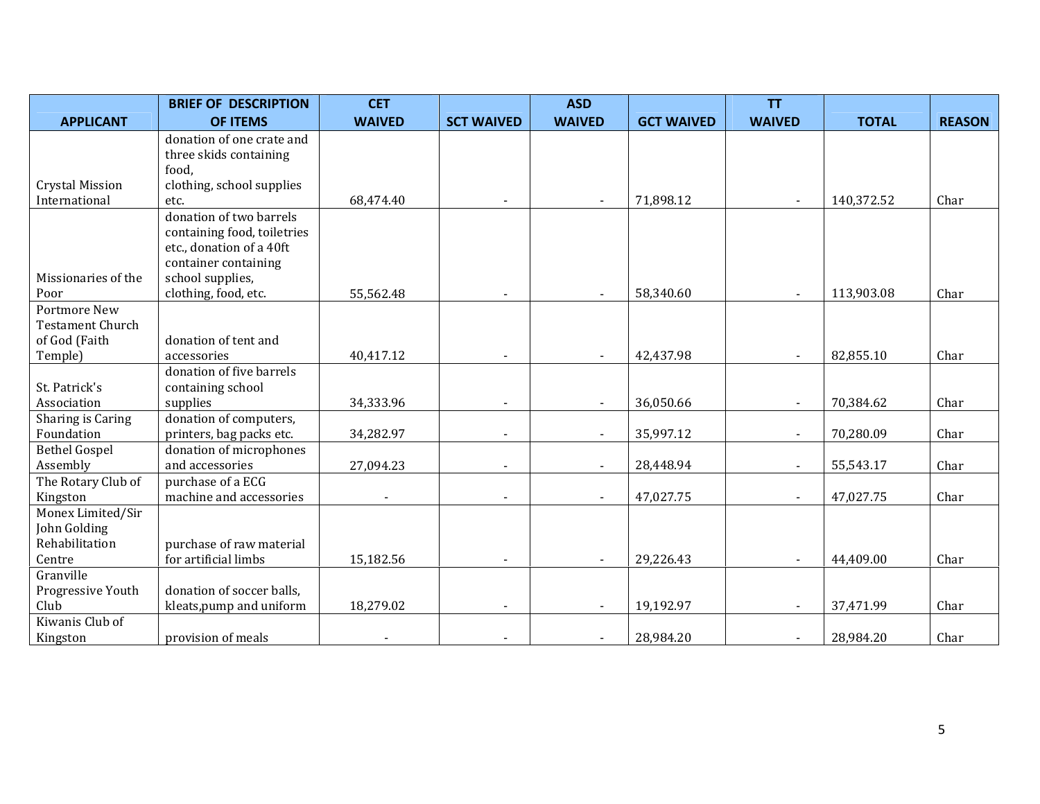| APPLICANT | BRIEF OF DESCRIPTION OF ITEMS | CET WAIVED | SCT WAIVED | ASD WAIVED | GCT WAIVED | TT WAIVED | TOTAL | REASON |
|---|---|---|---|---|---|---|---|---|
| Crystal Mission International | donation of one crate and three skids containing food, clothing, school supplies etc. | 68,474.40 | - | - | 71,898.12 | - | 140,372.52 | Char |
| Missionaries of the Poor | donation of two barrels containing food, toiletries etc., donation of a 40ft container containing school supplies, clothing, food, etc. | 55,562.48 | - | - | 58,340.60 | - | 113,903.08 | Char |
| Portmore New Testament Church of God (Faith Temple) | donation of tent and accessories | 40,417.12 | - | - | 42,437.98 | - | 82,855.10 | Char |
| St. Patrick's Association | donation of five barrels containing school supplies | 34,333.96 | - | - | 36,050.66 | - | 70,384.62 | Char |
| Sharing is Caring Foundation | donation of computers, printers, bag packs etc. | 34,282.97 | - | - | 35,997.12 | - | 70,280.09 | Char |
| Bethel Gospel Assembly | donation of microphones and accessories | 27,094.23 | - | - | 28,448.94 | - | 55,543.17 | Char |
| The Rotary Club of Kingston | purchase of a ECG machine and accessories | - | - | - | 47,027.75 | - | 47,027.75 | Char |
| Monex Limited/Sir John Golding Rehabilitation Centre | purchase of raw material for artificial limbs | 15,182.56 | - | - | 29,226.43 | - | 44,409.00 | Char |
| Granville Progressive Youth Club | donation of soccer balls, kleats,pump and uniform | 18,279.02 | - | - | 19,192.97 | - | 37,471.99 | Char |
| Kiwanis Club of Kingston | provision of meals | - | - | - | 28,984.20 | - | 28,984.20 | Char |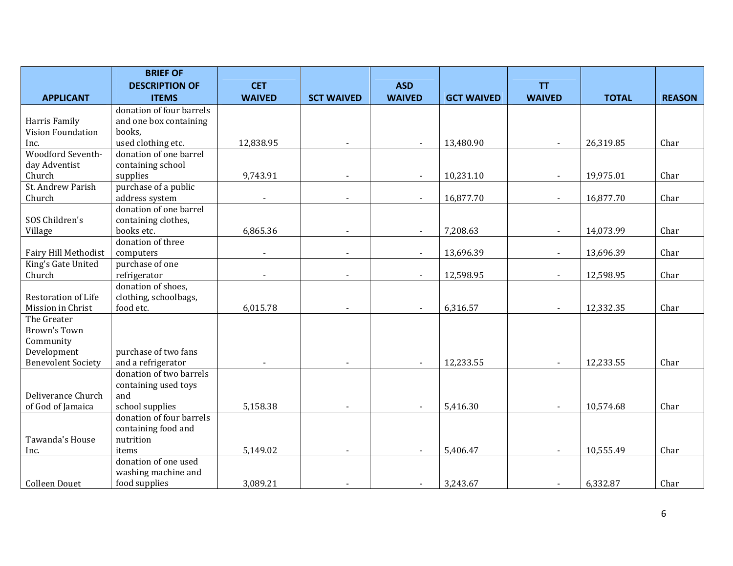| APPLICANT | BRIEF OF DESCRIPTION OF ITEMS | CET WAIVED | SCT WAIVED | ASD WAIVED | GCT WAIVED | TT WAIVED | TOTAL | REASON |
|---|---|---|---|---|---|---|---|---|
| Harris Family Vision Foundation Inc. | donation of four barrels and one box containing books, used clothing etc. | 12,838.95 | - | - | 13,480.90 | - | 26,319.85 | Char |
| Woodford Seventh-day Adventist Church | donation of one barrel containing school supplies | 9,743.91 | - | - | 10,231.10 | - | 19,975.01 | Char |
| St. Andrew Parish Church | purchase of a public address system | - | - | - | 16,877.70 | - | 16,877.70 | Char |
| SOS Children's Village | donation of one barrel containing clothes, books etc. | 6,865.36 | - | - | 7,208.63 | - | 14,073.99 | Char |
| Fairy Hill Methodist | donation of three computers | - | - | - | 13,696.39 | - | 13,696.39 | Char |
| King's Gate United Church | purchase of one refrigerator | - | - | - | 12,598.95 | - | 12,598.95 | Char |
| Restoration of Life Mission in Christ | donation of shoes, clothing, schoolbags, food etc. | 6,015.78 | - | - | 6,316.57 | - | 12,332.35 | Char |
| The Greater Brown's Town Community Development Benevolent Society | purchase of two fans and a refrigerator | - | - | - | 12,233.55 | - | 12,233.55 | Char |
| Deliverance Church of God of Jamaica | donation of two barrels containing used toys and school supplies | 5,158.38 | - | - | 5,416.30 | - | 10,574.68 | Char |
| Tawanda's House Inc. | donation of four barrels containing food and nutrition items | 5,149.02 | - | - | 5,406.47 | - | 10,555.49 | Char |
| Colleen Douet | donation of one used washing machine and food supplies | 3,089.21 | - | - | 3,243.67 | - | 6,332.87 | Char |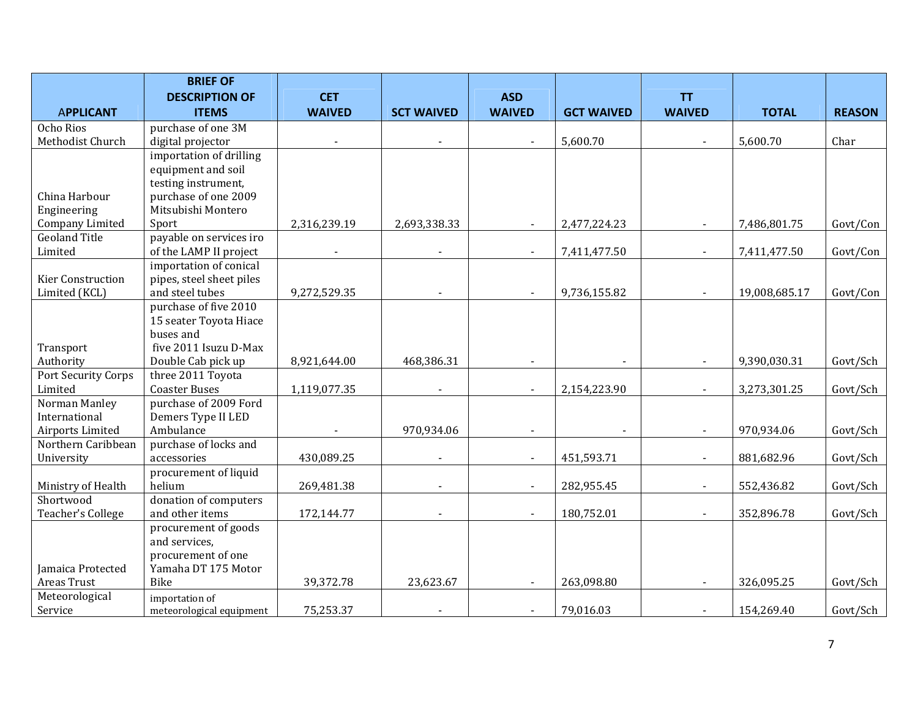| APPLICANT | BRIEF OF DESCRIPTION OF ITEMS | CET WAIVED | SCT WAIVED | ASD WAIVED | GCT WAIVED | TT WAIVED | TOTAL | REASON |
|---|---|---|---|---|---|---|---|---|
| Ocho Rios Methodist Church | purchase of one 3M digital projector | - | - | - | 5,600.70 | - | 5,600.70 | Char |
| China Harbour Engineering Company Limited | importation of drilling equipment and soil testing instrument, purchase of one 2009 Mitsubishi Montero Sport | 2,316,239.19 | 2,693,338.33 | - | 2,477,224.23 | - | 7,486,801.75 | Govt/Con |
| Geoland Title Limited | payable on services iro of the LAMP II project | - | - | - | 7,411,477.50 | - | 7,411,477.50 | Govt/Con |
| Kier Construction Limited (KCL) | importation of conical pipes, steel sheet piles and steel tubes | 9,272,529.35 | - | - | 9,736,155.82 | - | 19,008,685.17 | Govt/Con |
| Transport Authority | purchase of five 2010 15 seater Toyota Hiace buses and five 2011 Isuzu D-Max Double Cab pick up | 8,921,644.00 | 468,386.31 | - | - | - | 9,390,030.31 | Govt/Sch |
| Port Security Corps Limited | three 2011 Toyota Coaster Buses | 1,119,077.35 | - | - | 2,154,223.90 | - | 3,273,301.25 | Govt/Sch |
| Norman Manley International Airports Limited | purchase of 2009 Ford Demers Type II LED Ambulance | - | 970,934.06 | - | - | - | 970,934.06 | Govt/Sch |
| Northern Caribbean University | purchase of locks and accessories | 430,089.25 | - | - | 451,593.71 | - | 881,682.96 | Govt/Sch |
| Ministry of Health | procurement of liquid helium | 269,481.38 | - | - | 282,955.45 | - | 552,436.82 | Govt/Sch |
| Shortwood Teacher's College | donation of computers and other items | 172,144.77 | - | - | 180,752.01 | - | 352,896.78 | Govt/Sch |
| Jamaica Protected Areas Trust | procurement of goods and services, procurement of one Yamaha DT 175 Motor Bike | 39,372.78 | 23,623.67 | - | 263,098.80 | - | 326,095.25 | Govt/Sch |
| Meteorological Service | importation of meteorological equipment | 75,253.37 | - | - | 79,016.03 | - | 154,269.40 | Govt/Sch |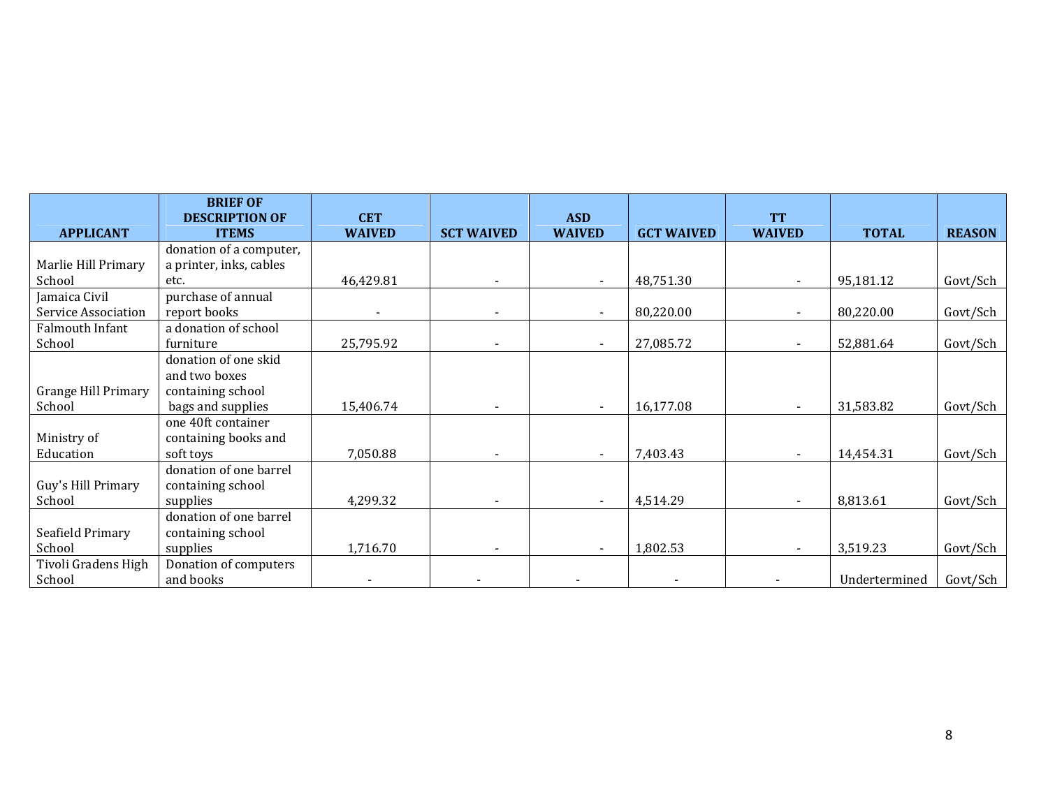| APPLICANT | BRIEF OF DESCRIPTION OF ITEMS | CET WAIVED | SCT WAIVED | ASD WAIVED | GCT WAIVED | TT WAIVED | TOTAL | REASON |
|---|---|---|---|---|---|---|---|---|
| Marlie Hill Primary School | donation of a computer, a printer, inks, cables etc. | 46,429.81 | - | - | 48,751.30 | - | 95,181.12 | Govt/Sch |
| Jamaica Civil Service Association | purchase of annual report books | - | - | - | 80,220.00 | - | 80,220.00 | Govt/Sch |
| Falmouth Infant School | a donation of school furniture | 25,795.92 | - | - | 27,085.72 | - | 52,881.64 | Govt/Sch |
| Grange Hill Primary School | donation of one skid and two boxes containing school bags and supplies | 15,406.74 | - | - | 16,177.08 | - | 31,583.82 | Govt/Sch |
| Ministry of Education | one 40ft container containing books and soft toys | 7,050.88 | - | - | 7,403.43 | - | 14,454.31 | Govt/Sch |
| Guy's Hill Primary School | donation of one barrel containing school supplies | 4,299.32 | - | - | 4,514.29 | - | 8,813.61 | Govt/Sch |
| Seafield Primary School | donation of one barrel containing school supplies | 1,716.70 | - | - | 1,802.53 | - | 3,519.23 | Govt/Sch |
| Tivoli Gradens High School | Donation of computers and books | - | - | - | - | - | Undertermined | Govt/Sch |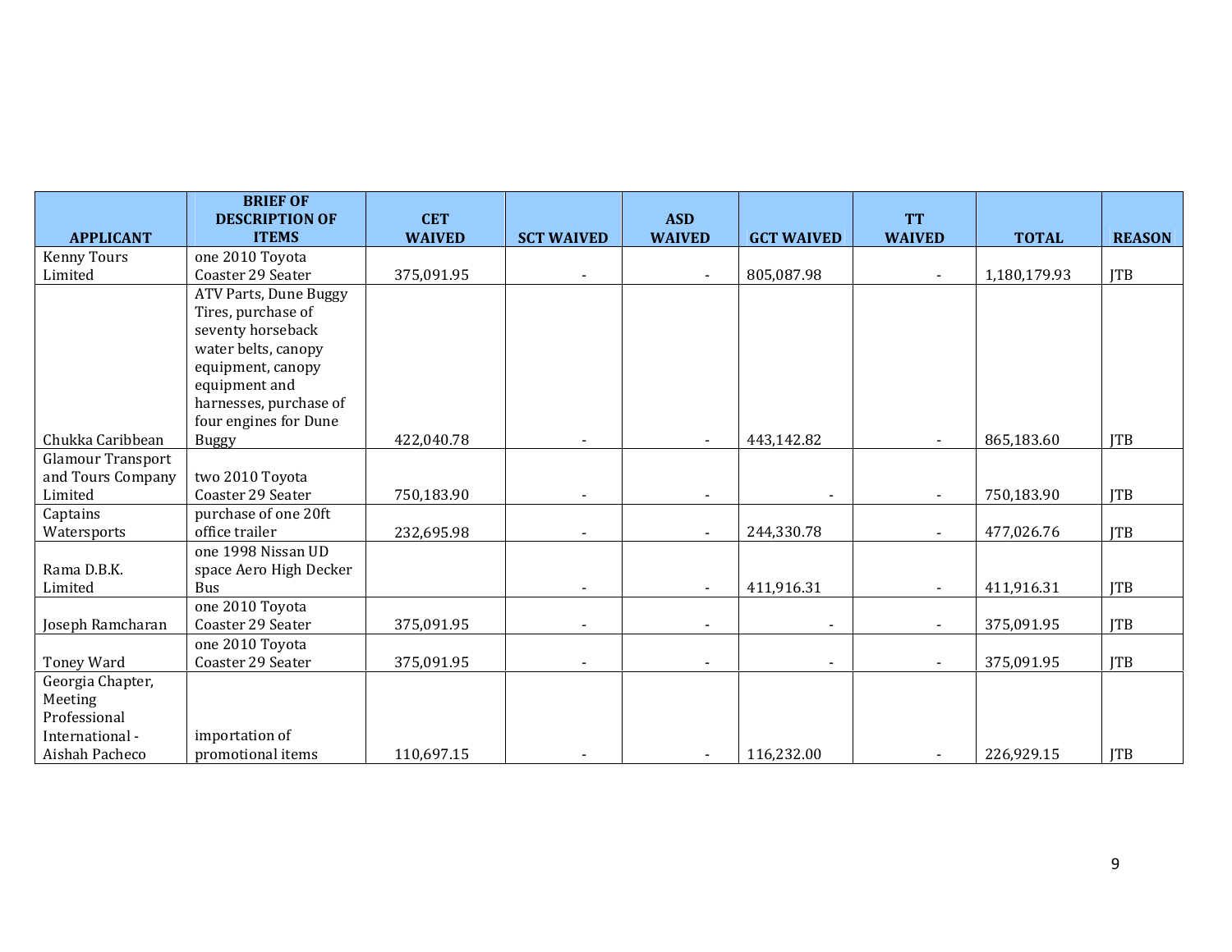| APPLICANT | BRIEF OF DESCRIPTION OF ITEMS | CET WAIVED | SCT WAIVED | ASD WAIVED | GCT WAIVED | TT WAIVED | TOTAL | REASON |
|---|---|---|---|---|---|---|---|---|
| Kenny Tours Limited | one 2010 Toyota Coaster 29 Seater | 375,091.95 | - | - | 805,087.98 | - | 1,180,179.93 | JTB |
| Chukka Caribbean | ATV Parts, Dune Buggy Tires, purchase of seventy horseback water belts, canopy equipment, canopy equipment and harnesses, purchase of four engines for Dune Buggy | 422,040.78 | - | - | 443,142.82 | - | 865,183.60 | JTB |
| Glamour Transport and Tours Company Limited | two 2010 Toyota Coaster 29 Seater | 750,183.90 | - | - | - | - | 750,183.90 | JTB |
| Captains Watersports | purchase of one 20ft office trailer | 232,695.98 | - | - | 244,330.78 | - | 477,026.76 | JTB |
| Rama D.B.K. Limited | one 1998 Nissan UD space Aero High Decker Bus | | - | - | 411,916.31 | - | 411,916.31 | JTB |
| Joseph Ramcharan | one 2010 Toyota Coaster 29 Seater | 375,091.95 | - | - | - | - | 375,091.95 | JTB |
| Toney Ward | one 2010 Toyota Coaster 29 Seater | 375,091.95 | - | - | - | - | 375,091.95 | JTB |
| Georgia Chapter, Meeting Professional International - Aishah Pacheco | importation of promotional items | 110,697.15 | - | - | 116,232.00 | - | 226,929.15 | JTB |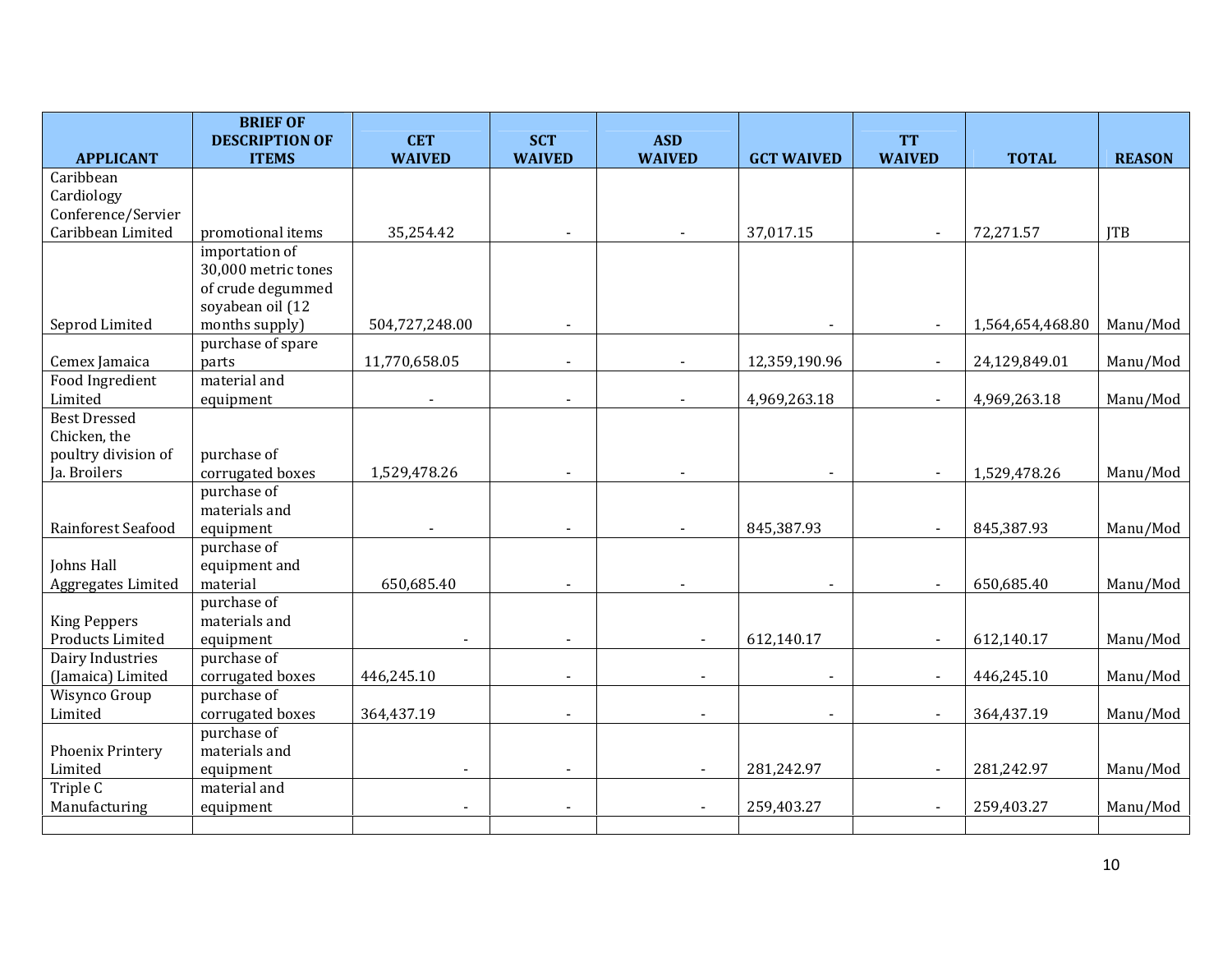| APPLICANT | BRIEF OF DESCRIPTION OF ITEMS | CET WAIVED | SCT WAIVED | ASD WAIVED | GCT WAIVED | TT WAIVED | TOTAL | REASON |
|---|---|---|---|---|---|---|---|---|
| Caribbean Cardiology Conference/Servier Caribbean Limited | promotional items | 35,254.42 | - | - | 37,017.15 | - | 72,271.57 | JTB |
| Seprod Limited | importation of 30,000 metric tones of crude degummed soyabean oil (12 months supply) | 504,727,248.00 | - | | - | - | 1,564,654,468.80 | Manu/Mod |
| Cemex Jamaica | purchase of spare parts | 11,770,658.05 | - | - | 12,359,190.96 | - | 24,129,849.01 | Manu/Mod |
| Food Ingredient Limited | material and equipment | - | - | - | 4,969,263.18 | - | 4,969,263.18 | Manu/Mod |
| Best Dressed Chicken, the poultry division of Ja. Broilers | purchase of corrugated boxes | 1,529,478.26 | - | - | - | - | 1,529,478.26 | Manu/Mod |
| Rainforest Seafood | purchase of materials and equipment | - | - | - | 845,387.93 | - | 845,387.93 | Manu/Mod |
| Johns Hall Aggregates Limited | purchase of equipment and material | 650,685.40 | - | - | - | - | 650,685.40 | Manu/Mod |
| King Peppers Products Limited | purchase of materials and equipment | - | - | - | 612,140.17 | - | 612,140.17 | Manu/Mod |
| Dairy Industries (Jamaica) Limited | purchase of corrugated boxes | 446,245.10 | - | - | - | - | 446,245.10 | Manu/Mod |
| Wisynco Group Limited | purchase of corrugated boxes | 364,437.19 | - | - | - | - | 364,437.19 | Manu/Mod |
| Phoenix Printery Limited | purchase of materials and equipment | - | - | - | 281,242.97 | - | 281,242.97 | Manu/Mod |
| Triple C Manufacturing | material and equipment | - | - | - | 259,403.27 | - | 259,403.27 | Manu/Mod |
| | | | | | | | | |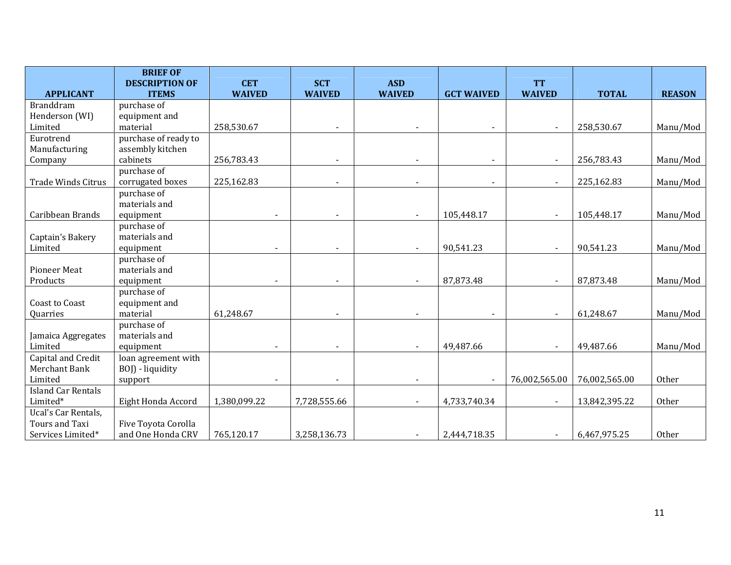| APPLICANT | BRIEF OF DESCRIPTION OF ITEMS | CET WAIVED | SCT WAIVED | ASD WAIVED | GCT WAIVED | TT WAIVED | TOTAL | REASON |
|---|---|---|---|---|---|---|---|---|
| Branddram Henderson (WI) Limited | purchase of equipment and material | 258,530.67 | - | - | - | - | 258,530.67 | Manu/Mod |
| Eurotrend Manufacturing Company | purchase of ready to assembly kitchen cabinets | 256,783.43 | - | - | - | - | 256,783.43 | Manu/Mod |
| Trade Winds Citrus | purchase of corrugated boxes | 225,162.83 | - | - | - | - | 225,162.83 | Manu/Mod |
| Caribbean Brands | purchase of materials and equipment | - | - | - | 105,448.17 | - | 105,448.17 | Manu/Mod |
| Captain's Bakery Limited | purchase of materials and equipment | - | - | - | 90,541.23 | - | 90,541.23 | Manu/Mod |
| Pioneer Meat Products | purchase of materials and equipment | - | - | - | 87,873.48 | - | 87,873.48 | Manu/Mod |
| Coast to Coast Quarries | purchase of equipment and material | 61,248.67 | - | - | - | - | 61,248.67 | Manu/Mod |
| Jamaica Aggregates Limited | purchase of materials and equipment | - | - | - | 49,487.66 | - | 49,487.66 | Manu/Mod |
| Capital and Credit Merchant Bank Limited | loan agreement with BOJ) - liquidity support | - | - | - | - | 76,002,565.00 | 76,002,565.00 | Other |
| Island Car Rentals Limited* | Eight Honda Accord | 1,380,099.22 | 7,728,555.66 | - | 4,733,740.34 | - | 13,842,395.22 | Other |
| Ucal's Car Rentals, Tours and Taxi Services Limited* | Five Toyota Corolla and One Honda CRV | 765,120.17 | 3,258,136.73 | - | 2,444,718.35 | - | 6,467,975.25 | Other |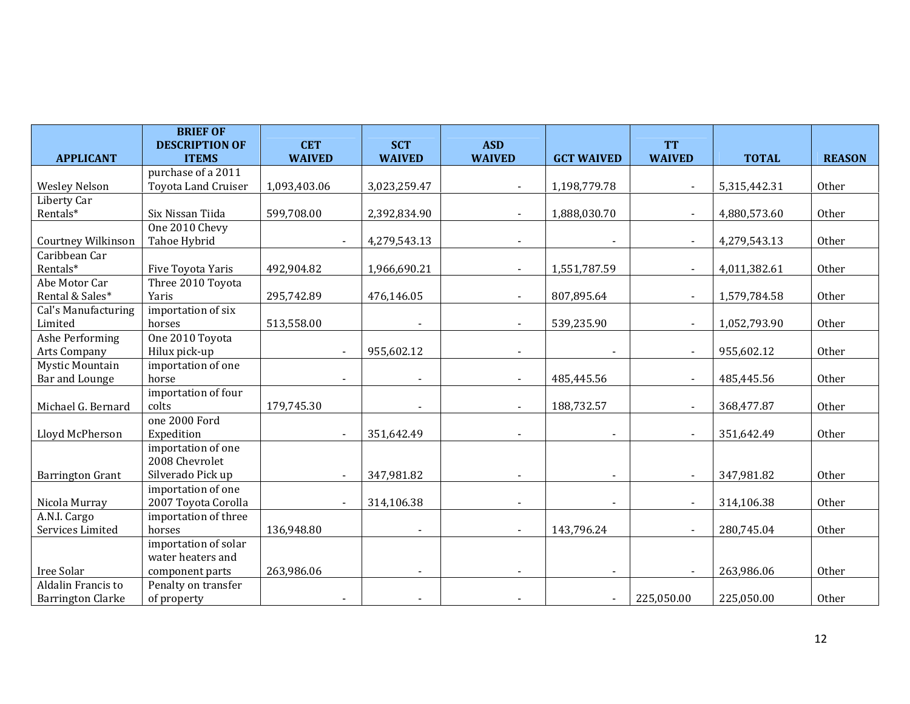| APPLICANT | BRIEF OF DESCRIPTION OF ITEMS | CET WAIVED | SCT WAIVED | ASD WAIVED | GCT WAIVED | TT WAIVED | TOTAL | REASON |
|---|---|---|---|---|---|---|---|---|
| Wesley Nelson | purchase of a 2011 Toyota Land Cruiser | 1,093,403.06 | 3,023,259.47 | - | 1,198,779.78 | - | 5,315,442.31 | Other |
| Liberty Car Rentals* | Six Nissan Tiida | 599,708.00 | 2,392,834.90 | - | 1,888,030.70 | - | 4,880,573.60 | Other |
| Courtney Wilkinson | One 2010 Chevy Tahoe Hybrid | - | 4,279,543.13 | - | - | - | 4,279,543.13 | Other |
| Caribbean Car Rentals* | Five Toyota Yaris | 492,904.82 | 1,966,690.21 | - | 1,551,787.59 | - | 4,011,382.61 | Other |
| Abe Motor Car Rental & Sales* | Three 2010 Toyota Yaris | 295,742.89 | 476,146.05 | - | 807,895.64 | - | 1,579,784.58 | Other |
| Cal's Manufacturing Limited | importation of six horses | 513,558.00 | - | - | 539,235.90 | - | 1,052,793.90 | Other |
| Ashe Performing Arts Company | One 2010 Toyota Hilux pick-up | - | 955,602.12 | - | - | - | 955,602.12 | Other |
| Mystic Mountain Bar and Lounge | importation of one horse | - | - | - | 485,445.56 | - | 485,445.56 | Other |
| Michael G. Bernard | importation of four colts | 179,745.30 | - | - | 188,732.57 | - | 368,477.87 | Other |
| Lloyd McPherson | one 2000 Ford Expedition | - | 351,642.49 | - | - | - | 351,642.49 | Other |
| Barrington Grant | importation of one 2008 Chevrolet Silverado Pick up | - | 347,981.82 | - | - | - | 347,981.82 | Other |
| Nicola Murray | importation of one 2007 Toyota Corolla | - | 314,106.38 | - | - | - | 314,106.38 | Other |
| A.N.I. Cargo Services Limited | importation of three horses | 136,948.80 | - | - | 143,796.24 | - | 280,745.04 | Other |
| Iree Solar | importation of solar water heaters and component parts | 263,986.06 | - | - | - | - | 263,986.06 | Other |
| Aldalin Francis to Barrington Clarke | Penalty on transfer of property | - | - | - | - | 225,050.00 | 225,050.00 | Other |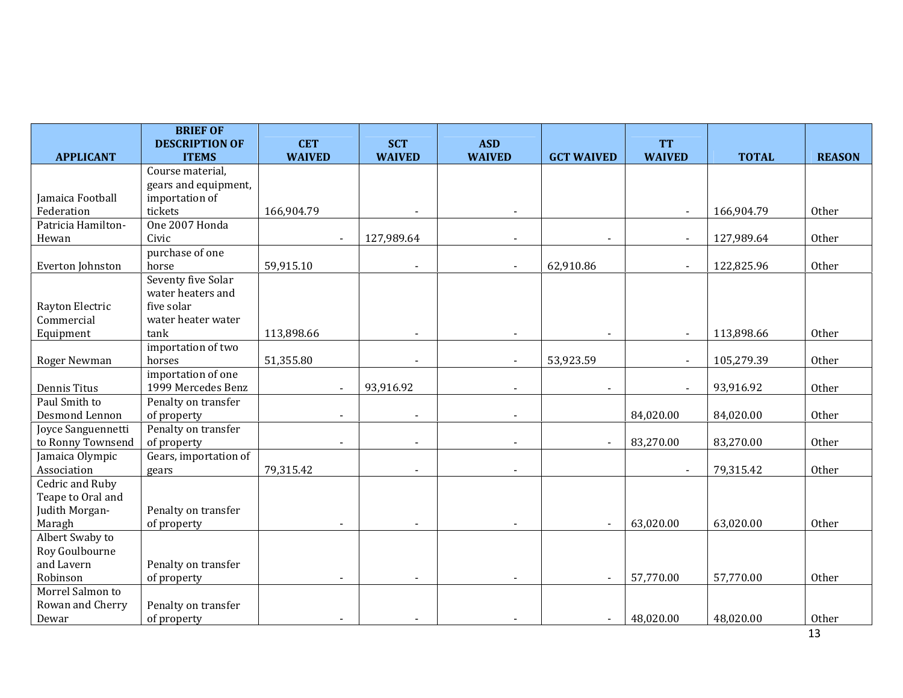| APPLICANT | BRIEF OF DESCRIPTION OF ITEMS | CET WAIVED | SCT WAIVED | ASD WAIVED | GCT WAIVED | TT WAIVED | TOTAL | REASON |
|---|---|---|---|---|---|---|---|---|
| Jamaica Football Federation | Course material, gears and equipment, importation of tickets | 166,904.79 | - | - | | - | 166,904.79 | Other |
| Patricia Hamilton-Hewan | One 2007 Honda Civic | - | 127,989.64 | - | - | - | 127,989.64 | Other |
| Everton Johnston | purchase of one horse | 59,915.10 | - | - | 62,910.86 | - | 122,825.96 | Other |
| Rayton Electric Commercial Equipment | Seventy five Solar water heaters and five solar water heater water tank | 113,898.66 | - | - | - | - | 113,898.66 | Other |
| Roger Newman | importation of two horses | 51,355.80 | - | - | 53,923.59 | - | 105,279.39 | Other |
| Dennis Titus | importation of one 1999 Mercedes Benz | - | 93,916.92 | - | - | - | 93,916.92 | Other |
| Paul Smith to Desmond Lennon | Penalty on transfer of property | - | - | - | | 84,020.00 | 84,020.00 | Other |
| Joyce Sanguennetti to Ronny Townsend | Penalty on transfer of property | - | - | - | - | 83,270.00 | 83,270.00 | Other |
| Jamaica Olympic Association | Gears, importation of gears | 79,315.42 | - | - | | - | 79,315.42 | Other |
| Cedric and Ruby Teape to Oral and Judith Morgan-Maragh | Penalty on transfer of property | - | - | - | - | 63,020.00 | 63,020.00 | Other |
| Albert Swaby to Roy Goulbourne and Lavern Robinson | Penalty on transfer of property | - | - | - | - | 57,770.00 | 57,770.00 | Other |
| Morrel Salmon to Rowan and Cherry Dewar | Penalty on transfer of property | - | - | - | - | 48,020.00 | 48,020.00 | Other |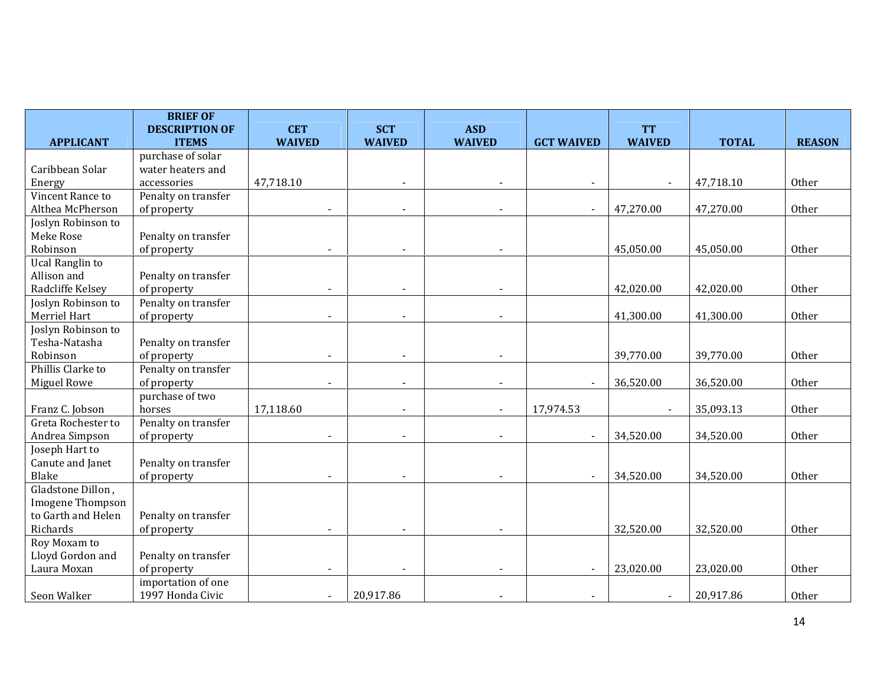| APPLICANT | BRIEF OF DESCRIPTION OF ITEMS | CET WAIVED | SCT WAIVED | ASD WAIVED | GCT WAIVED | TT WAIVED | TOTAL | REASON |
|---|---|---|---|---|---|---|---|---|
| Caribbean Solar Energy | purchase of solar water heaters and accessories | 47,718.10 | - | - | - | - | 47,718.10 | Other |
| Vincent Rance to Althea McPherson | Penalty on transfer of property | - | - | - | - | 47,270.00 | 47,270.00 | Other |
| Joslyn Robinson to Meke Rose Robinson | Penalty on transfer of property | - | - | - | | 45,050.00 | 45,050.00 | Other |
| Ucal Ranglin to Allison and Radcliffe Kelsey | Penalty on transfer of property | - | - | - | | 42,020.00 | 42,020.00 | Other |
| Joslyn Robinson to Merriel Hart | Penalty on transfer of property | - | - | - | | 41,300.00 | 41,300.00 | Other |
| Joslyn Robinson to Tesha-Natasha Robinson | Penalty on transfer of property | - | - | - | | 39,770.00 | 39,770.00 | Other |
| Phillis Clarke to Miguel Rowe | Penalty on transfer of property | - | - | - | - | 36,520.00 | 36,520.00 | Other |
| Franz C. Jobson | purchase of two horses | 17,118.60 | - | - | 17,974.53 | - | 35,093.13 | Other |
| Greta Rochester to Andrea Simpson | Penalty on transfer of property | - | - | - | - | 34,520.00 | 34,520.00 | Other |
| Joseph Hart to Canute and Janet Blake | Penalty on transfer of property | - | - | - | - | 34,520.00 | 34,520.00 | Other |
| Gladstone Dillon , Imogene Thompson to Garth and Helen Richards | Penalty on transfer of property | - | - | - | | 32,520.00 | 32,520.00 | Other |
| Roy Moxam to Lloyd Gordon and Laura Moxan | Penalty on transfer of property | - | - | - | - | 23,020.00 | 23,020.00 | Other |
| Seon Walker | importation of one 1997 Honda Civic | - | 20,917.86 | - | - | - | 20,917.86 | Other |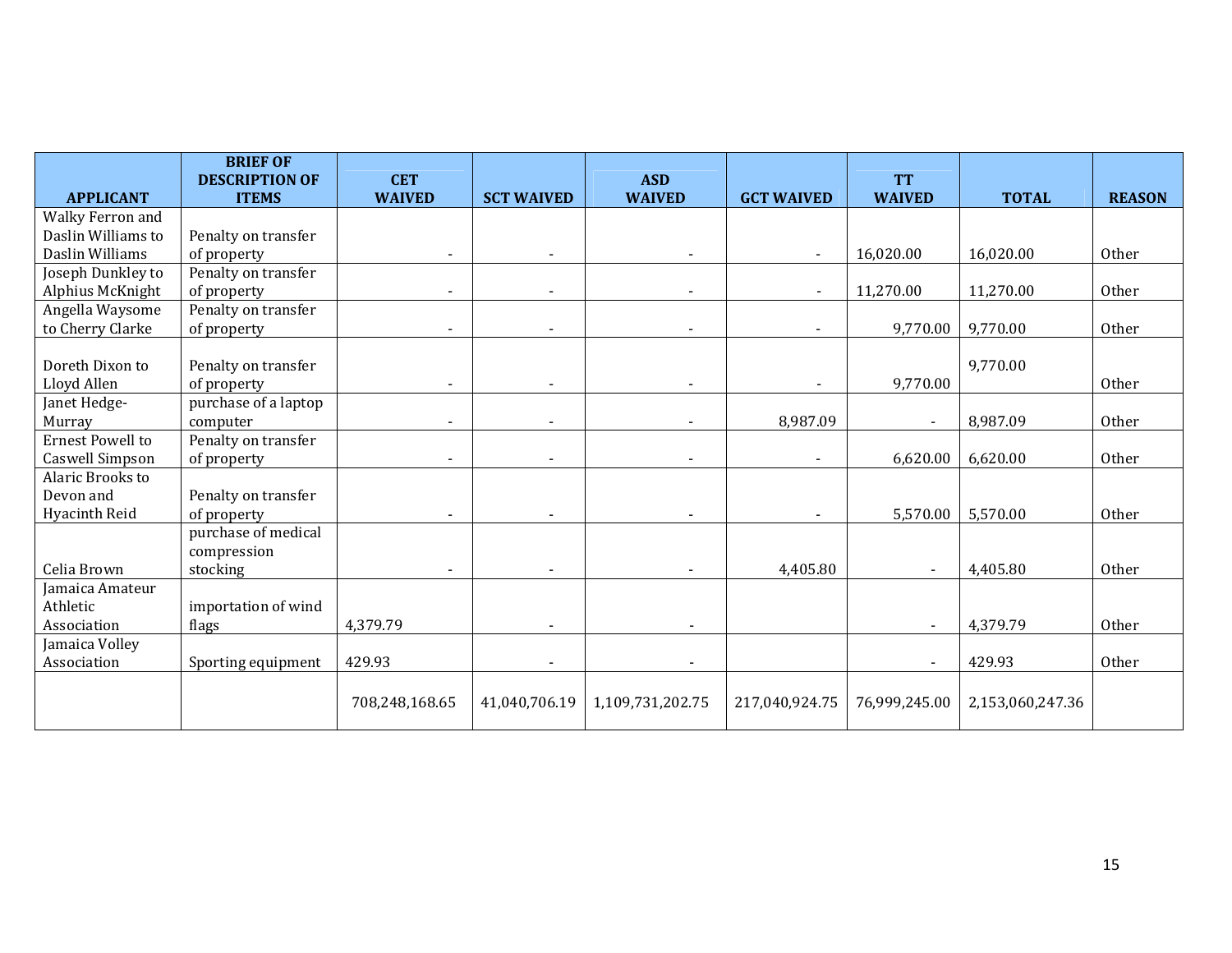| APPLICANT | BRIEF OF DESCRIPTION OF ITEMS | CET WAIVED | SCT WAIVED | ASD WAIVED | GCT WAIVED | TT WAIVED | TOTAL | REASON |
|---|---|---|---|---|---|---|---|---|
| Walky Ferron and Daslin Williams to Daslin Williams | Penalty on transfer of property | - | - | - | - | 16,020.00 | 16,020.00 | Other |
| Joseph Dunkley to Alphius McKnight | Penalty on transfer of property | - | - | - | - | 11,270.00 | 11,270.00 | Other |
| Angella Waysome to Cherry Clarke | Penalty on transfer of property | - | - | - | - | 9,770.00 | 9,770.00 | Other |
| Doreth Dixon to Lloyd Allen | Penalty on transfer of property | - | - | - | - | 9,770.00 | 9,770.00 | Other |
| Janet Hedge-Murray | purchase of a laptop computer | - | - | - | 8,987.09 | - | 8,987.09 | Other |
| Ernest Powell to Caswell Simpson | Penalty on transfer of property | - | - | - | - | 6,620.00 | 6,620.00 | Other |
| Alaric Brooks to Devon and Hyacinth Reid | Penalty on transfer of property | - | - | - | - | 5,570.00 | 5,570.00 | Other |
| Celia Brown | purchase of medical compression stocking | - | - | - | 4,405.80 | - | 4,405.80 | Other |
| Jamaica Amateur Athletic Association | importation of wind flags | 4,379.79 | - | - | | - | 4,379.79 | Other |
| Jamaica Volley Association | Sporting equipment | 429.93 | - | - | | - | 429.93 | Other |
| | | 708,248,168.65 | 41,040,706.19 | 1,109,731,202.75 | 217,040,924.75 | 76,999,245.00 | 2,153,060,247.36 | |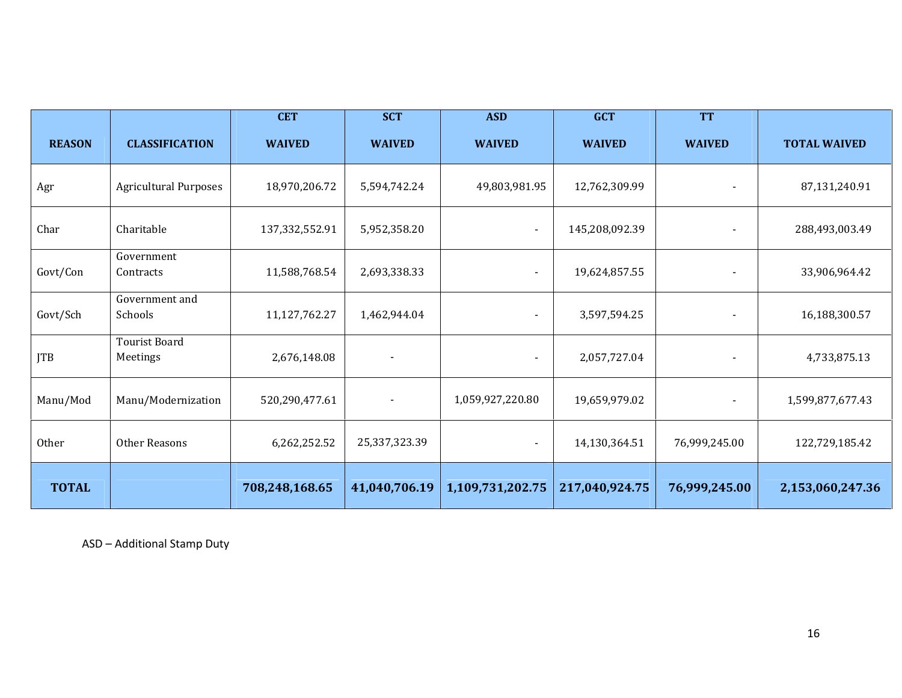| REASON | CLASSIFICATION | CET WAIVED | SCT WAIVED | ASD WAIVED | GCT WAIVED | TT WAIVED | TOTAL WAIVED |
|---|---|---|---|---|---|---|---|
| Agr | Agricultural Purposes | 18,970,206.72 | 5,594,742.24 | 49,803,981.95 | 12,762,309.99 | - | 87,131,240.91 |
| Char | Charitable | 137,332,552.91 | 5,952,358.20 | - | 145,208,092.39 | - | 288,493,003.49 |
| Govt/Con | Government Contracts | 11,588,768.54 | 2,693,338.33 | - | 19,624,857.55 | - | 33,906,964.42 |
| Govt/Sch | Government and Schools | 11,127,762.27 | 1,462,944.04 | - | 3,597,594.25 | - | 16,188,300.57 |
| JTB | Tourist Board Meetings | 2,676,148.08 | - | - | 2,057,727.04 | - | 4,733,875.13 |
| Manu/Mod | Manu/Modernization | 520,290,477.61 | - | 1,059,927,220.80 | 19,659,979.02 | - | 1,599,877,677.43 |
| Other | Other Reasons | 6,262,252.52 | 25,337,323.39 | - | 14,130,364.51 | 76,999,245.00 | 122,729,185.42 |
| **TOTAL** | | **708,248,168.65** | **41,040,706.19** | **1,109,731,202.75** | **217,040,924.75** | **76,999,245.00** | **2,153,060,247.36** |

ASD – Additional Stamp Duty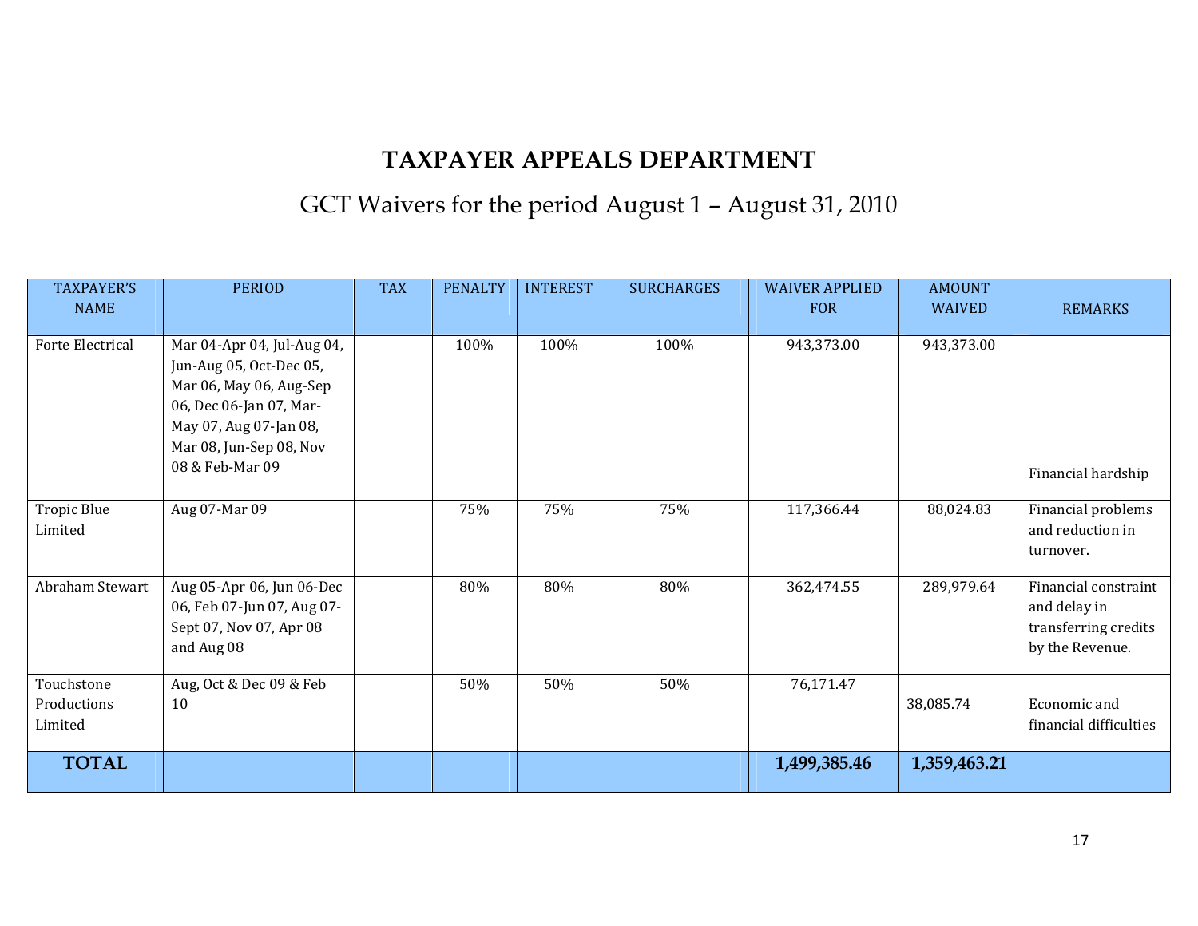# TAXPAYER APPEALS DEPARTMENT

## GCT Waivers for the period August 1 – August 31, 2010

| TAXPAYER'S NAME | PERIOD | TAX | PENALTY | INTEREST | SURCHARGES | WAIVER APPLIED FOR | AMOUNT WAIVED | REMARKS |
|---|---|---|---|---|---|---|---|---|
| Forte Electrical | Mar 04-Apr 04, Jul-Aug 04, Jun-Aug 05, Oct-Dec 05, Mar 06, May 06, Aug-Sep 06, Dec 06-Jan 07, Mar-May 07, Aug 07-Jan 08, Mar 08, Jun-Sep 08, Nov 08 & Feb-Mar 09 | | 100% | 100% | 100% | 943,373.00 | 943,373.00 | Financial hardship |
| Tropic Blue Limited | Aug 07-Mar 09 | | 75% | 75% | 75% | 117,366.44 | 88,024.83 | Financial problems and reduction in turnover. |
| Abraham Stewart | Aug 05-Apr 06, Jun 06-Dec 06, Feb 07-Jun 07, Aug 07-Sept 07, Nov 07, Apr 08 and Aug 08 | | 80% | 80% | 80% | 362,474.55 | 289,979.64 | Financial constraint and delay in transferring credits by the Revenue. |
| Touchstone Productions Limited | Aug, Oct & Dec 09 & Feb 10 | | 50% | 50% | 50% | 76,171.47 | 38,085.74 | Economic and financial difficulties |
| **TOTAL** | | | | | | **1,499,385.46** | **1,359,463.21** | |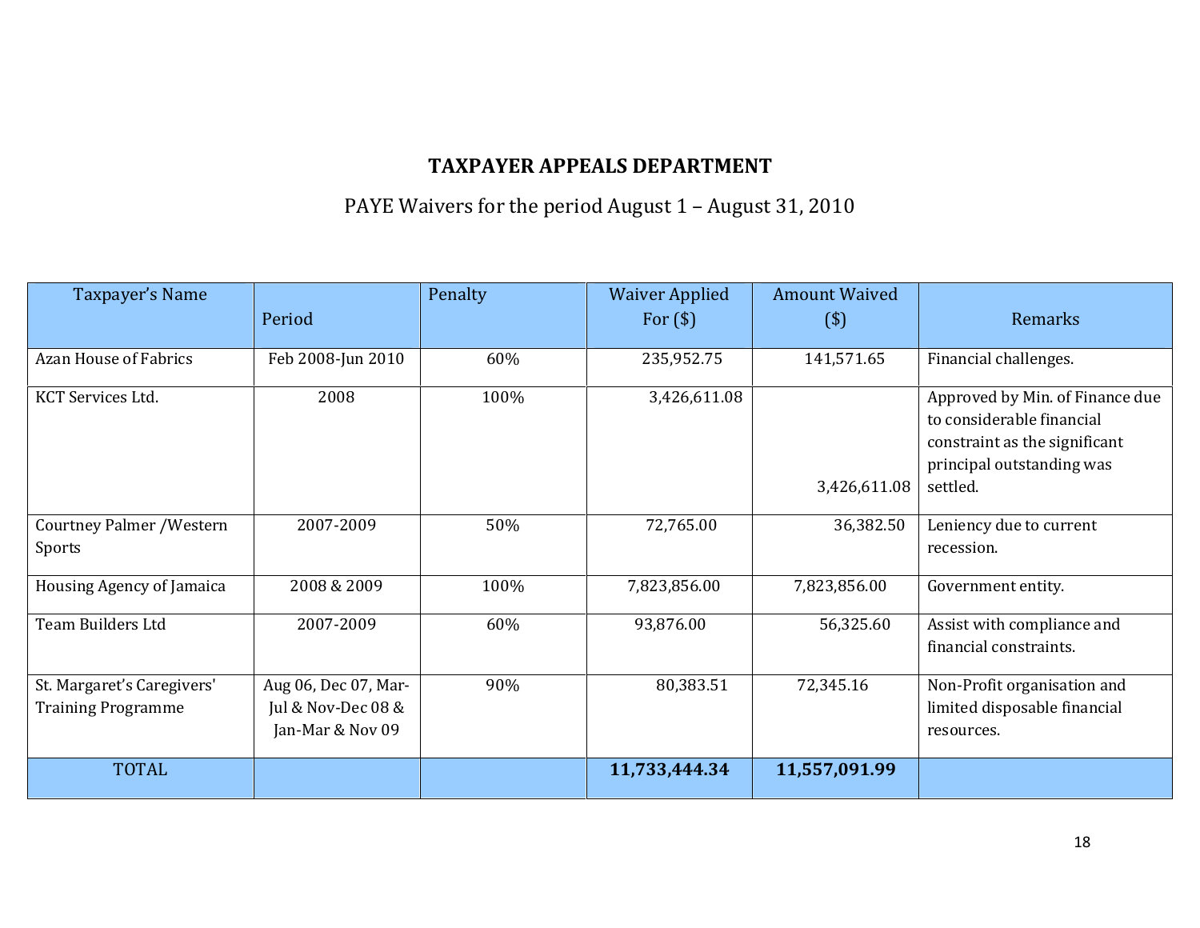## TAXPAYER APPEALS DEPARTMENT

PAYE Waivers for the period August 1 – August 31, 2010

| Taxpayer's Name | Period | Penalty | Waiver Applied For ($) | Amount Waived ($) | Remarks |
|---|---|---|---|---|---|
| Azan House of Fabrics | Feb 2008-Jun 2010 | 60% | 235,952.75 | 141,571.65 | Financial challenges. |
| KCT Services Ltd. | 2008 | 100% | 3,426,611.08 | 3,426,611.08 | Approved by Min. of Finance due to considerable financial constraint as the significant principal outstanding was settled. |
| Courtney Palmer /Western Sports | 2007-2009 | 50% | 72,765.00 | 36,382.50 | Leniency due to current recession. |
| Housing Agency of Jamaica | 2008 & 2009 | 100% | 7,823,856.00 | 7,823,856.00 | Government entity. |
| Team Builders Ltd | 2007-2009 | 60% | 93,876.00 | 56,325.60 | Assist with compliance and financial constraints. |
| St. Margaret's Caregivers' Training Programme | Aug 06, Dec 07, Mar-Jul & Nov-Dec 08 & Jan-Mar & Nov 09 | 90% | 80,383.51 | 72,345.16 | Non-Profit organisation and limited disposable financial resources. |
| TOTAL | | | **11,733,444.34** | **11,557,091.99** | |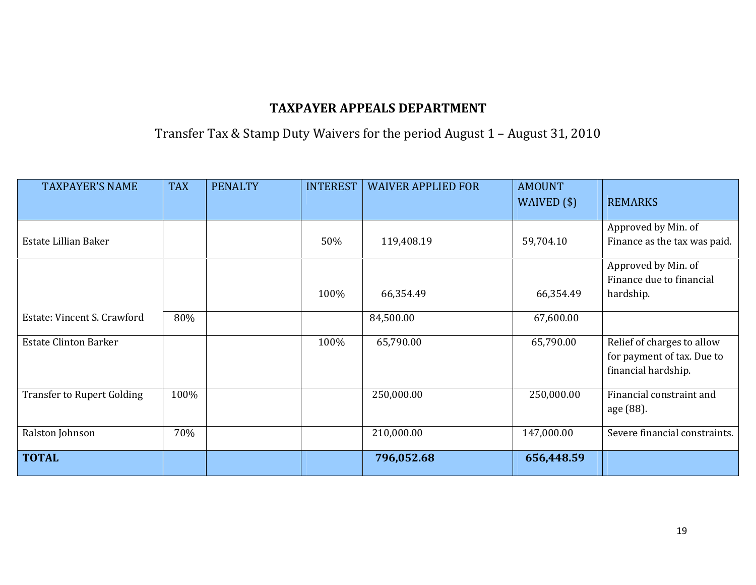**TAXPAYER APPEALS DEPARTMENT**

Transfer Tax & Stamp Duty Waivers for the period August 1 – August 31, 2010

| TAXPAYER'S NAME | TAX | PENALTY | INTEREST | WAIVER APPLIED FOR | AMOUNT WAIVED ($) | REMARKS |
|---|---|---|---|---|---|---|
| Estate Lillian Baker | | | 50% | 119,408.19 | 59,704.10 | Approved by Min. of Finance as the tax was paid. |
| | | | 100% | 66,354.49 | 66,354.49 | Approved by Min. of Finance due to financial hardship. |
| Estate: Vincent S. Crawford | 80% | | | 84,500.00 | 67,600.00 | |
| Estate Clinton Barker | | | 100% | 65,790.00 | 65,790.00 | Relief of charges to allow for payment of tax. Due to financial hardship. |
| Transfer to Rupert Golding | 100% | | | 250,000.00 | 250,000.00 | Financial constraint and age (88). |
| Ralston Johnson | 70% | | | 210,000.00 | 147,000.00 | Severe financial constraints. |
| **TOTAL** | | | | **796,052.68** | **656,448.59** | |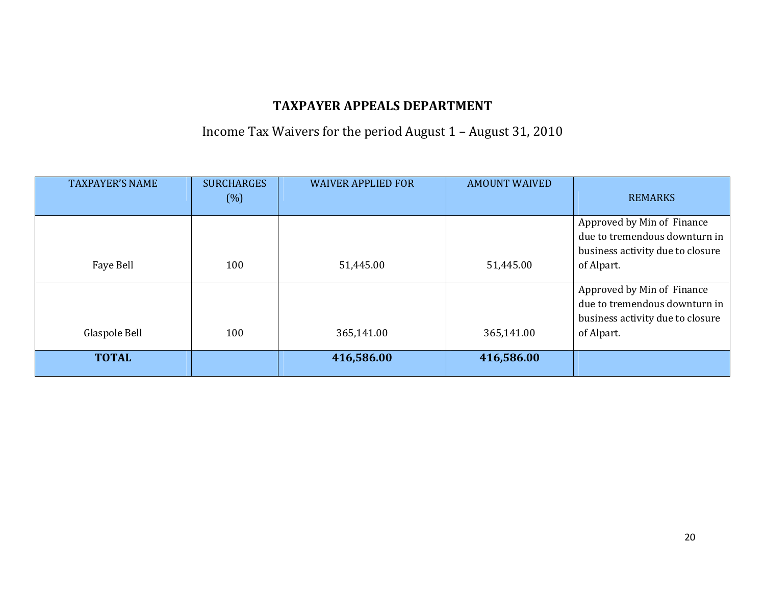## TAXPAYER APPEALS DEPARTMENT

Income Tax Waivers for the period August 1 – August 31, 2010

| TAXPAYER'S NAME | SURCHARGES (%) | WAIVER APPLIED FOR | AMOUNT WAIVED | REMARKS |
|---|---|---|---|---|
| Faye Bell | 100 | 51,445.00 | 51,445.00 | Approved by Min of Finance due to tremendous downturn in business activity due to closure of Alpart. |
| Glaspole Bell | 100 | 365,141.00 | 365,141.00 | Approved by Min of Finance due to tremendous downturn in business activity due to closure of Alpart. |
| **TOTAL** | | **416,586.00** | **416,586.00** | |